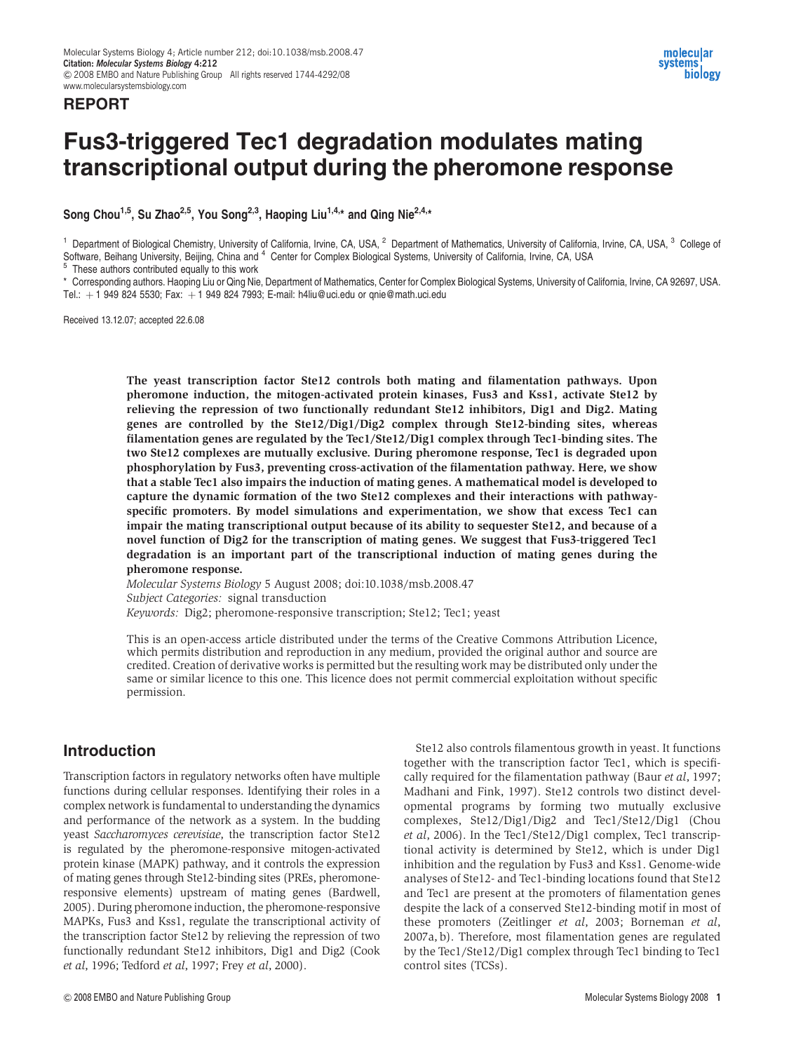Molecular Systems Biology 4; Article number 212; doi:10.1038/msb.2008.47
**Citation:** ***Molecular Systems Biology*** **4:212**
© 2008 EMBO and Nature Publishing Group All rights reserved 1744-4292/08
www.molecularsystemsbiology.com

**REPORT**

# Fus3-triggered Tec1 degradation modulates mating transcriptional output during the pheromone response

**Song Chou[1,5], Su Zhao[2,5], You Song[2,3], Haoping Liu[1,4,*] and Qing Nie[2,4,*]**

[1] Department of Biological Chemistry, University of California, Irvine, CA, USA, [2] Department of Mathematics, University of California, Irvine, CA, USA, [3] College of Software, Beihang University, Beijing, China and [4] Center for Complex Biological Systems, University of California, Irvine, CA, USA

[5] These authors contributed equally to this work

* Corresponding authors. Haoping Liu or Qing Nie, Department of Mathematics, Center for Complex Biological Systems, University of California, Irvine, CA 92697, USA. Tel.: +1 949 824 5530; Fax: +1 949 824 7993; E-mail: h4liu@uci.edu or qnie@math.uci.edu

Received 13.12.07; accepted 22.6.08

**The yeast transcription factor Ste12 controls both mating and filamentation pathways. Upon pheromone induction, the mitogen-activated protein kinases, Fus3 and Kss1, activate Ste12 by relieving the repression of two functionally redundant Ste12 inhibitors, Dig1 and Dig2. Mating genes are controlled by the Ste12/Dig1/Dig2 complex through Ste12-binding sites, whereas filamentation genes are regulated by the Tec1/Ste12/Dig1 complex through Tec1-binding sites. The two Ste12 complexes are mutually exclusive. During pheromone response, Tec1 is degraded upon phosphorylation by Fus3, preventing cross-activation of the filamentation pathway. Here, we show that a stable Tec1 also impairs the induction of mating genes. A mathematical model is developed to capture the dynamic formation of the two Ste12 complexes and their interactions with pathway-specific promoters. By model simulations and experimentation, we show that excess Tec1 can impair the mating transcriptional output because of its ability to sequester Ste12, and because of a novel function of Dig2 for the transcription of mating genes. We suggest that Fus3-triggered Tec1 degradation is an important part of the transcriptional induction of mating genes during the pheromone response.**

*Molecular Systems Biology* 5 August 2008; doi:10.1038/msb.2008.47
*Subject Categories:* signal transduction
*Keywords:* Dig2; pheromone-responsive transcription; Ste12; Tec1; yeast

This is an open-access article distributed under the terms of the Creative Commons Attribution Licence, which permits distribution and reproduction in any medium, provided the original author and source are credited. Creation of derivative works is permitted but the resulting work may be distributed only under the same or similar licence to this one. This licence does not permit commercial exploitation without specific permission.

## Introduction

Transcription factors in regulatory networks often have multiple functions during cellular responses. Identifying their roles in a complex network is fundamental to understanding the dynamics and performance of the network as a system. In the budding yeast *Saccharomyces cerevisiae*, the transcription factor Ste12 is regulated by the pheromone-responsive mitogen-activated protein kinase (MAPK) pathway, and it controls the expression of mating genes through Ste12-binding sites (PREs, pheromone-responsive elements) upstream of mating genes (Bardwell, 2005). During pheromone induction, the pheromone-responsive MAPKs, Fus3 and Kss1, regulate the transcriptional activity of the transcription factor Ste12 by relieving the repression of two functionally redundant Ste12 inhibitors, Dig1 and Dig2 (Cook *et al*, 1996; Tedford *et al*, 1997; Frey *et al*, 2000).

Ste12 also controls filamentous growth in yeast. It functions together with the transcription factor Tec1, which is specifically required for the filamentation pathway (Baur *et al*, 1997; Madhani and Fink, 1997). Ste12 controls two distinct developmental programs by forming two mutually exclusive complexes, Ste12/Dig1/Dig2 and Tec1/Ste12/Dig1 (Chou *et al*, 2006). In the Tec1/Ste12/Dig1 complex, Tec1 transcriptional activity is determined by Ste12, which is under Dig1 inhibition and the regulation by Fus3 and Kss1. Genome-wide analyses of Ste12- and Tec1-binding locations found that Ste12 and Tec1 are present at the promoters of filamentation genes despite the lack of a conserved Ste12-binding motif in most of these promoters (Zeitlinger *et al*, 2003; Borneman *et al*, 2007a, b). Therefore, most filamentation genes are regulated by the Tec1/Ste12/Dig1 complex through Tec1 binding to Tec1 control sites (TCSs).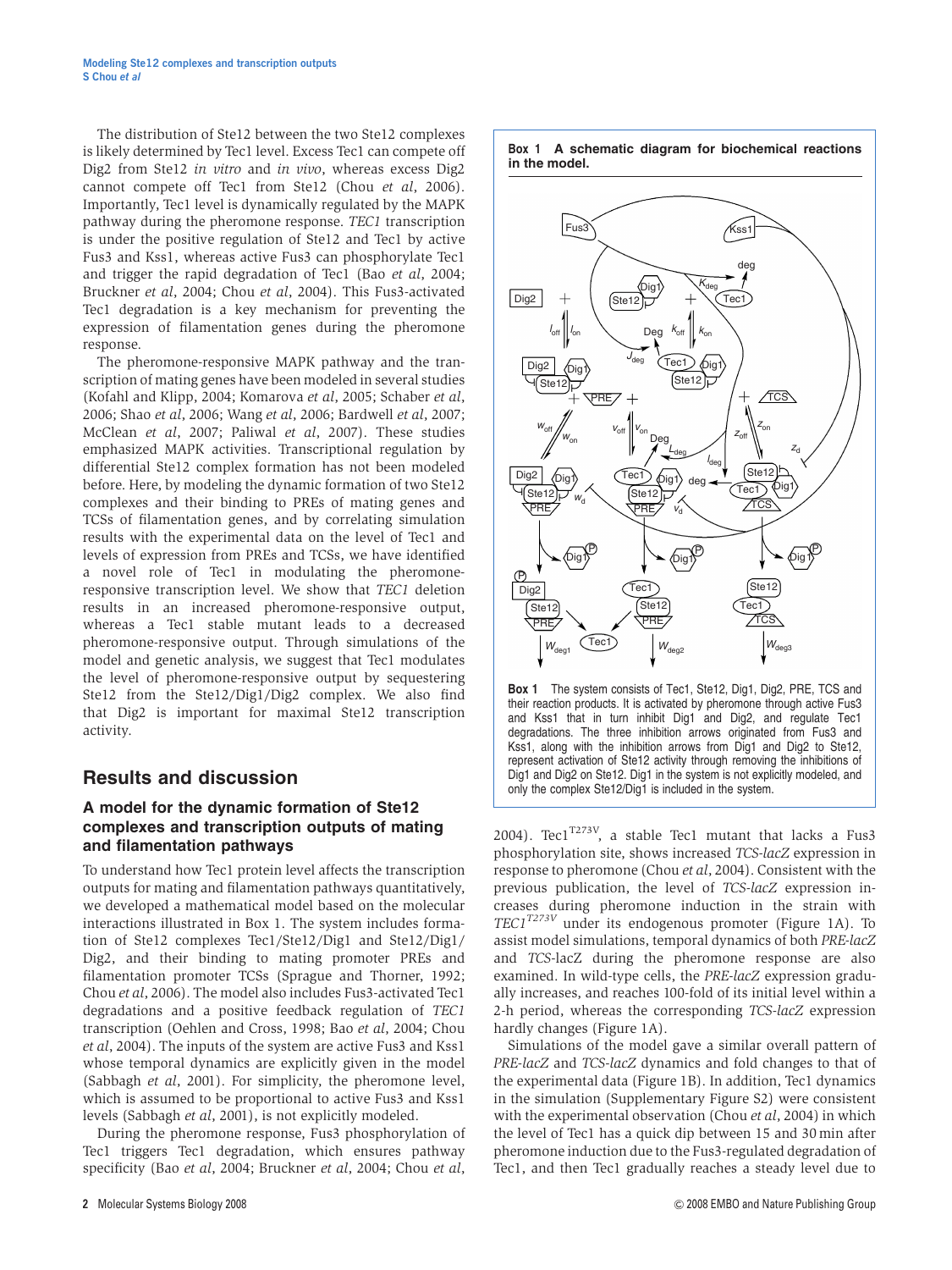The distribution of Ste12 between the two Ste12 complexes is likely determined by Tec1 level. Excess Tec1 can compete off Dig2 from Ste12 *in vitro* and *in vivo*, whereas excess Dig2 cannot compete off Tec1 from Ste12 (Chou *et al*, 2006). Importantly, Tec1 level is dynamically regulated by the MAPK pathway during the pheromone response. *TEC1* transcription is under the positive regulation of Ste12 and Tec1 by active Fus3 and Kss1, whereas active Fus3 can phosphorylate Tec1 and trigger the rapid degradation of Tec1 (Bao *et al*, 2004; Bruckner *et al*, 2004; Chou *et al*, 2004). This Fus3-activated Tec1 degradation is a key mechanism for preventing the expression of filamentation genes during the pheromone response.

The pheromone-responsive MAPK pathway and the transcription of mating genes have been modeled in several studies (Kofahl and Klipp, 2004; Komarova *et al*, 2005; Schaber *et al*, 2006; Shao *et al*, 2006; Wang *et al*, 2006; Bardwell *et al*, 2007; McClean *et al*, 2007; Paliwal *et al*, 2007). These studies emphasized MAPK activities. Transcriptional regulation by differential Ste12 complex formation has not been modeled before. Here, by modeling the dynamic formation of two Ste12 complexes and their binding to PREs of mating genes and TCSs of filamentation genes, and by correlating simulation results with the experimental data on the level of Tec1 and levels of expression from PREs and TCSs, we have identified a novel role of Tec1 in modulating the pheromone-responsive transcription level. We show that *TEC1* deletion results in an increased pheromone-responsive output, whereas a Tec1 stable mutant leads to a decreased pheromone-responsive output. Through simulations of the model and genetic analysis, we suggest that Tec1 modulates the level of pheromone-responsive output by sequestering Ste12 from the Ste12/Dig1/Dig2 complex. We also find that Dig2 is important for maximal Ste12 transcription activity.

## Results and discussion

### A model for the dynamic formation of Ste12 complexes and transcription outputs of mating and filamentation pathways

To understand how Tec1 protein level affects the transcription outputs for mating and filamentation pathways quantitatively, we developed a mathematical model based on the molecular interactions illustrated in Box 1. The system includes formation of Ste12 complexes Tec1/Ste12/Dig1 and Ste12/Dig1/Dig2, and their binding to mating promoter PREs and filamentation promoter TCSs (Sprague and Thorner, 1992; Chou *et al*, 2006). The model also includes Fus3-activated Tec1 degradations and a positive feedback regulation of *TEC1* transcription (Oehlen and Cross, 1998; Bao *et al*, 2004; Chou *et al*, 2004). The inputs of the system are active Fus3 and Kss1 whose temporal dynamics are explicitly given in the model (Sabbagh *et al*, 2001). For simplicity, the pheromone level, which is assumed to be proportional to active Fus3 and Kss1 levels (Sabbagh *et al*, 2001), is not explicitly modeled.

During the pheromone response, Fus3 phosphorylation of Tec1 triggers Tec1 degradation, which ensures pathway specificity (Bao *et al*, 2004; Bruckner *et al*, 2004; Chou *et al*, 2004). Tec1[T273V], a stable Tec1 mutant that lacks a Fus3 phosphorylation site, shows increased *TCS-lacZ* expression in response to pheromone (Chou *et al*, 2004). Consistent with the previous publication, the level of *TCS-lacZ* expression increases during pheromone induction in the strain with *TEC1[T273V]* under its endogenous promoter (Figure 1A). To assist model simulations, temporal dynamics of both *PRE-lacZ* and *TCS*-lacZ during the pheromone response are also examined. In wild-type cells, the *PRE-lacZ* expression gradually increases, and reaches 100-fold of its initial level within a 2-h period, whereas the corresponding *TCS-lacZ* expression hardly changes (Figure 1A).

Simulations of the model gave a similar overall pattern of *PRE-lacZ* and *TCS-lacZ* dynamics and fold changes to that of the experimental data (Figure 1B). In addition, Tec1 dynamics in the simulation (Supplementary Figure S2) were consistent with the experimental observation (Chou *et al*, 2004) in which the level of Tec1 has a quick dip between 15 and 30 min after pheromone induction due to the Fus3-regulated degradation of Tec1, and then Tec1 gradually reaches a steady level due to

**Box 1 A schematic diagram for biochemical reactions in the model.**

**Box 1** The system consists of Tec1, Ste12, Dig1, Dig2, PRE, TCS and their reaction products. It is activated by pheromone through active Fus3 and Kss1 that in turn inhibit Dig1 and Dig2, and regulate Tec1 degradations. The three inhibition arrows originated from Fus3 and Kss1, along with the inhibition arrows from Dig1 and Dig2 to Ste12, represent activation of Ste12 activity through removing the inhibitions of Dig1 and Dig2 on Ste12. Dig1 in the system is not explicitly modeled, and only the complex Ste12/Dig1 is included in the system.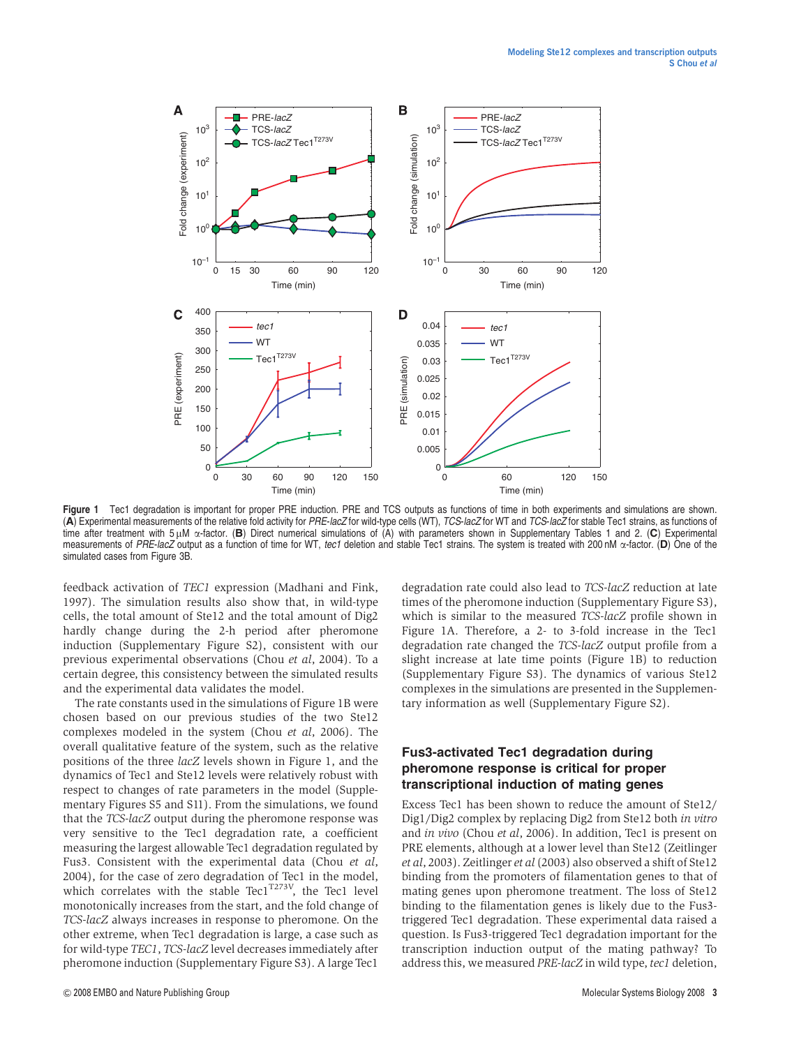**Figure 1** Tec1 degradation is important for proper PRE induction. PRE and TCS outputs as functions of time in both experiments and simulations are shown. (**A**) Experimental measurements of the relative fold activity for *PRE-lacZ* for wild-type cells (WT), *TCS-lacZ* for WT and *TCS-lacZ* for stable Tec1 strains, as functions of time after treatment with 5 μM α-factor. (**B**) Direct numerical simulations of (A) with parameters shown in Supplementary Tables 1 and 2. (**C**) Experimental measurements of *PRE-lacZ* output as a function of time for WT, *tec1* deletion and stable Tec1 strains. The system is treated with 200 nM α-factor. (**D**) One of the simulated cases from Figure 3B.

feedback activation of *TEC1* expression (Madhani and Fink, 1997). The simulation results also show that, in wild-type cells, the total amount of Ste12 and the total amount of Dig2 hardly change during the 2-h period after pheromone induction (Supplementary Figure S2), consistent with our previous experimental observations (Chou *et al*, 2004). To a certain degree, this consistency between the simulated results and the experimental data validates the model.

The rate constants used in the simulations of Figure 1B were chosen based on our previous studies of the two Ste12 complexes modeled in the system (Chou *et al*, 2006). The overall qualitative feature of the system, such as the relative positions of the three *lacZ* levels shown in Figure 1, and the dynamics of Tec1 and Ste12 levels were relatively robust with respect to changes of rate parameters in the model (Supplementary Figures S5 and S11). From the simulations, we found that the *TCS-lacZ* output during the pheromone response was very sensitive to the Tec1 degradation rate, a coefficient measuring the largest allowable Tec1 degradation regulated by Fus3. Consistent with the experimental data (Chou *et al*, 2004), for the case of zero degradation of Tec1 in the model, which correlates with the stable Tec1$^{T273V}$, the Tec1 level monotonically increases from the start, and the fold change of *TCS-lacZ* always increases in response to pheromone. On the other extreme, when Tec1 degradation is large, a case such as for wild-type *TEC1*, *TCS-lacZ* level decreases immediately after pheromone induction (Supplementary Figure S3). A large Tec1 degradation rate could also lead to *TCS-lacZ* reduction at late times of the pheromone induction (Supplementary Figure S3), which is similar to the measured *TCS-lacZ* profile shown in Figure 1A. Therefore, a 2- to 3-fold increase in the Tec1 degradation rate changed the *TCS-lacZ* output profile from a slight increase at late time points (Figure 1B) to reduction (Supplementary Figure S3). The dynamics of various Ste12 complexes in the simulations are presented in the Supplementary information as well (Supplementary Figure S2).

## Fus3-activated Tec1 degradation during pheromone response is critical for proper transcriptional induction of mating genes

Excess Tec1 has been shown to reduce the amount of Ste12/Dig1/Dig2 complex by replacing Dig2 from Ste12 both *in vitro* and *in vivo* (Chou *et al*, 2006). In addition, Tec1 is present on PRE elements, although at a lower level than Ste12 (Zeitlinger *et al*, 2003). Zeitlinger *et al* (2003) also observed a shift of Ste12 binding from the promoters of filamentation genes to that of mating genes upon pheromone treatment. The loss of Ste12 binding to the filamentation genes is likely due to the Fus3-triggered Tec1 degradation. These experimental data raised a question. Is Fus3-triggered Tec1 degradation important for the transcription induction output of the mating pathway? To address this, we measured *PRE-lacZ* in wild type, *tec1* deletion,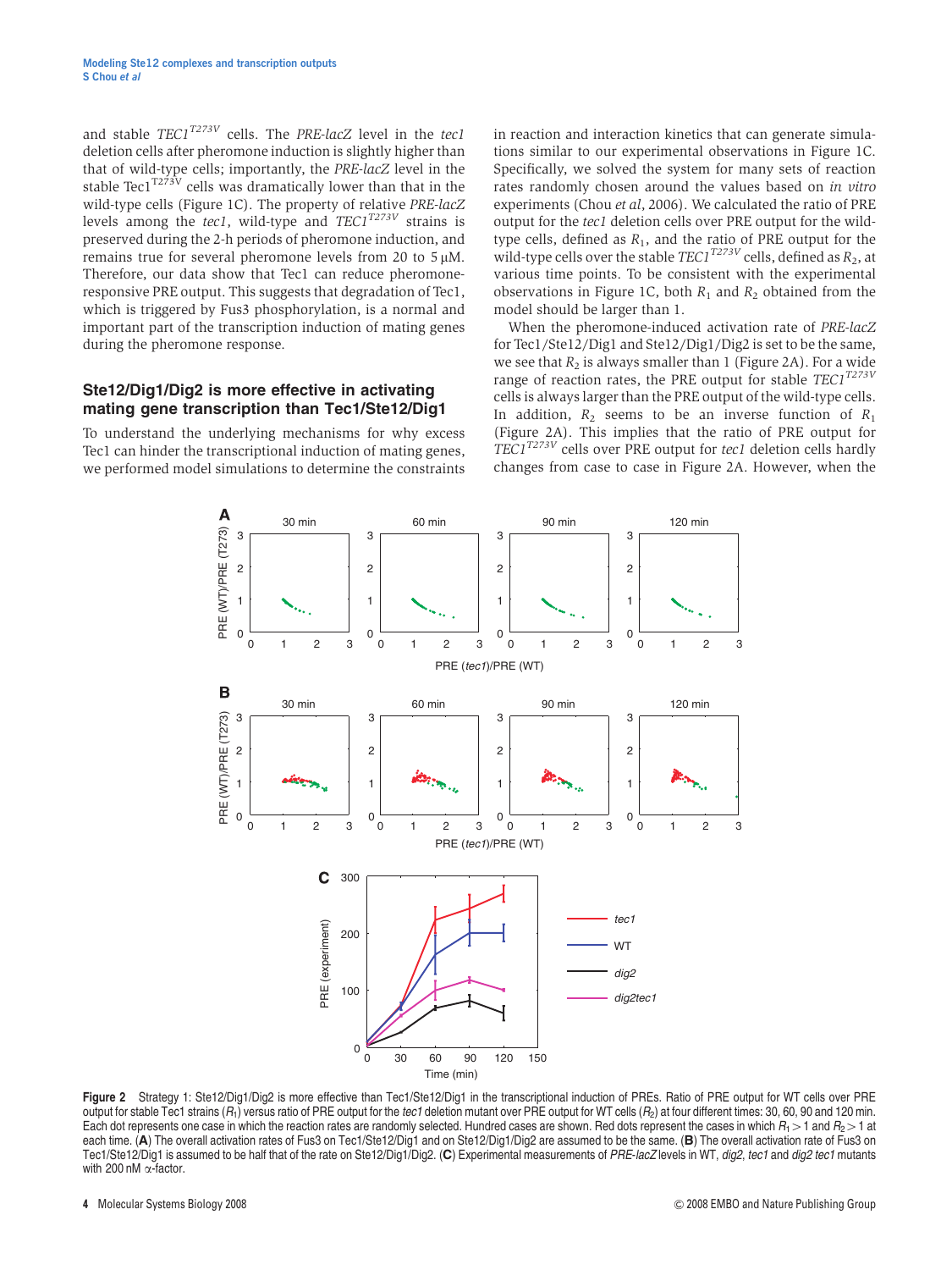and stable *TEC1*$^{T273V}$ cells. The *PRE-lacZ* level in the *tec1* deletion cells after pheromone induction is slightly higher than that of wild-type cells; importantly, the *PRE-lacZ* level in the stable Tec1$^{T273V}$ cells was dramatically lower than that in the wild-type cells (Figure 1C). The property of relative *PRE-lacZ* levels among the *tec1*, wild-type and *TEC1*$^{T273V}$ strains is preserved during the 2-h periods of pheromone induction, and remains true for several pheromone levels from 20 to 5 μM. Therefore, our data show that Tec1 can reduce pheromone-responsive PRE output. This suggests that degradation of Tec1, which is triggered by Fus3 phosphorylation, is a normal and important part of the transcription induction of mating genes during the pheromone response.

## Ste12/Dig1/Dig2 is more effective in activating mating gene transcription than Tec1/Ste12/Dig1

To understand the underlying mechanisms for why excess Tec1 can hinder the transcriptional induction of mating genes, we performed model simulations to determine the constraints in reaction and interaction kinetics that can generate simulations similar to our experimental observations in Figure 1C. Specifically, we solved the system for many sets of reaction rates randomly chosen around the values based on *in vitro* experiments (Chou *et al*, 2006). We calculated the ratio of PRE output for the *tec1* deletion cells over PRE output for the wild-type cells, defined as $R_1$, and the ratio of PRE output for the wild-type cells over the stable *TEC1*$^{T273V}$ cells, defined as $R_2$, at various time points. To be consistent with the experimental observations in Figure 1C, both $R_1$ and $R_2$ obtained from the model should be larger than 1.

When the pheromone-induced activation rate of *PRE-lacZ* for Tec1/Ste12/Dig1 and Ste12/Dig1/Dig2 is set to be the same, we see that $R_2$ is always smaller than 1 (Figure 2A). For a wide range of reaction rates, the PRE output for stable *TEC1*$^{T273V}$ cells is always larger than the PRE output of the wild-type cells. In addition, $R_2$ seems to be an inverse function of $R_1$ (Figure 2A). This implies that the ratio of PRE output for *TEC1*$^{T273V}$ cells over PRE output for *tec1* deletion cells hardly changes from case to case in Figure 2A. However, when the

**Figure 2** Strategy 1: Ste12/Dig1/Dig2 is more effective than Tec1/Ste12/Dig1 in the transcriptional induction of PREs. Ratio of PRE output for WT cells over PRE output for stable Tec1 strains ($R_1$) versus ratio of PRE output for the *tec1* deletion mutant over PRE output for WT cells ($R_2$) at four different times: 30, 60, 90 and 120 min. Each dot represents one case in which the reaction rates are randomly selected. Hundred cases are shown. Red dots represent the cases in which $R_1 > 1$ and $R_2 > 1$ at each time. (**A**) The overall activation rates of Fus3 on Tec1/Ste12/Dig1 and on Ste12/Dig1/Dig2 are assumed to be the same. (**B**) The overall activation rate of Fus3 on Tec1/Ste12/Dig1 is assumed to be half that of the rate on Ste12/Dig1/Dig2. (**C**) Experimental measurements of *PRE-lacZ* levels in WT, *dig2*, *tec1* and *dig2 tec1* mutants with 200 nM α-factor.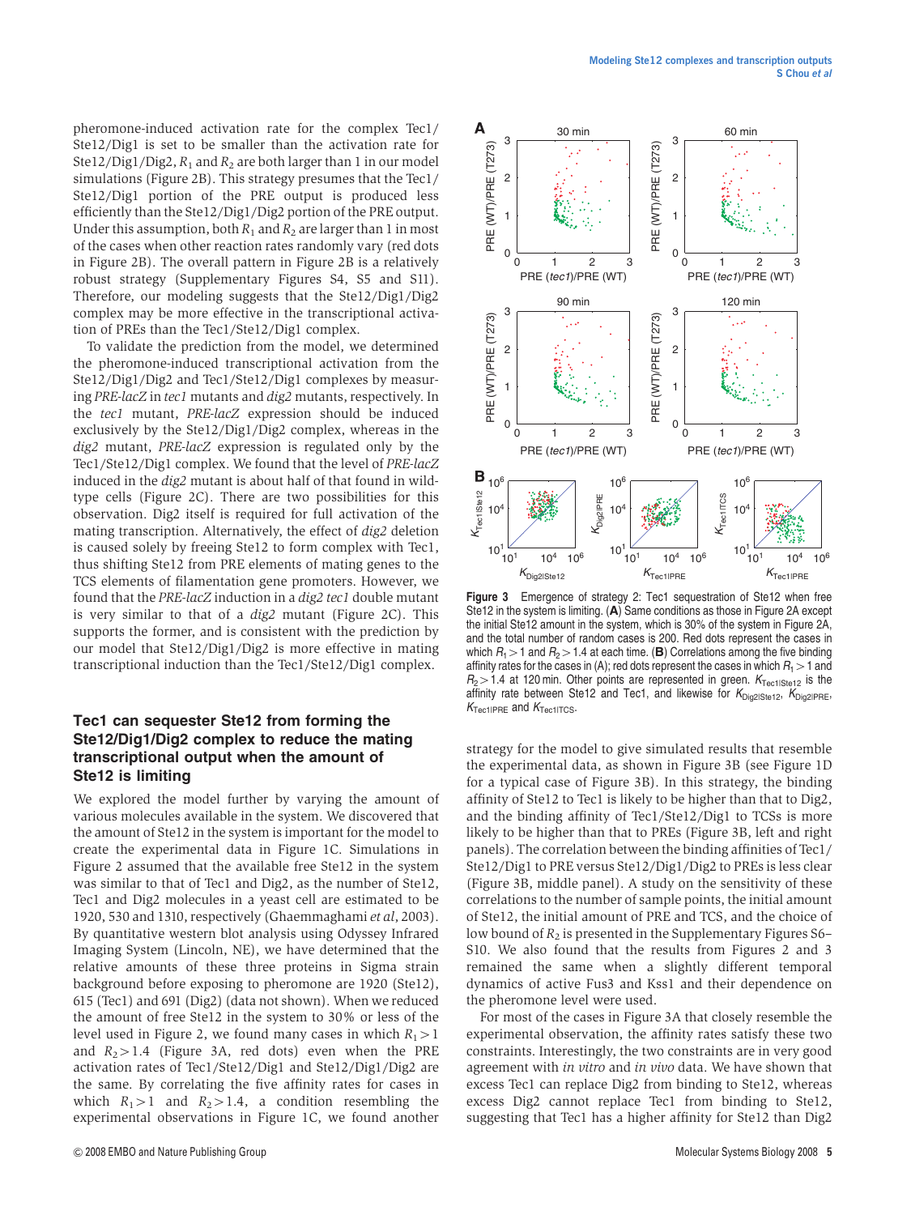pheromone-induced activation rate for the complex Tec1/Ste12/Dig1 is set to be smaller than the activation rate for Ste12/Dig1/Dig2, $R_1$ and $R_2$ are both larger than 1 in our model simulations (Figure 2B). This strategy presumes that the Tec1/Ste12/Dig1 portion of the PRE output is produced less efficiently than the Ste12/Dig1/Dig2 portion of the PRE output. Under this assumption, both $R_1$ and $R_2$ are larger than 1 in most of the cases when other reaction rates randomly vary (red dots in Figure 2B). The overall pattern in Figure 2B is a relatively robust strategy (Supplementary Figures S4, S5 and S11). Therefore, our modeling suggests that the Ste12/Dig1/Dig2 complex may be more effective in the transcriptional activation of PREs than the Tec1/Ste12/Dig1 complex.

To validate the prediction from the model, we determined the pheromone-induced transcriptional activation from the Ste12/Dig1/Dig2 and Tec1/Ste12/Dig1 complexes by measuring *PRE-lacZ* in *tec1* mutants and *dig2* mutants, respectively. In the *tec1* mutant, *PRE-lacZ* expression should be induced exclusively by the Ste12/Dig1/Dig2 complex, whereas in the *dig2* mutant, *PRE-lacZ* expression is regulated only by the Tec1/Ste12/Dig1 complex. We found that the level of *PRE-lacZ* induced in the *dig2* mutant is about half of that found in wild-type cells (Figure 2C). There are two possibilities for this observation. Dig2 itself is required for full activation of the mating transcription. Alternatively, the effect of *dig2* deletion is caused solely by freeing Ste12 to form complex with Tec1, thus shifting Ste12 from PRE elements of mating genes to the TCS elements of filamentation gene promoters. However, we found that the *PRE-lacZ* induction in a *dig2 tec1* double mutant is very similar to that of a *dig2* mutant (Figure 2C). This supports the former, and is consistent with the prediction by our model that Ste12/Dig1/Dig2 is more effective in mating transcriptional induction than the Tec1/Ste12/Dig1 complex.

## Tec1 can sequester Ste12 from forming the Ste12/Dig1/Dig2 complex to reduce the mating transcriptional output when the amount of Ste12 is limiting

We explored the model further by varying the amount of various molecules available in the system. We discovered that the amount of Ste12 in the system is important for the model to create the experimental data in Figure 1C. Simulations in Figure 2 assumed that the available free Ste12 in the system was similar to that of Tec1 and Dig2, as the number of Ste12, Tec1 and Dig2 molecules in a yeast cell are estimated to be 1920, 530 and 1310, respectively (Ghaemmaghami *et al*, 2003). By quantitative western blot analysis using Odyssey Infrared Imaging System (Lincoln, NE), we have determined that the relative amounts of these three proteins in Sigma strain background before exposing to pheromone are 1920 (Ste12), 615 (Tec1) and 691 (Dig2) (data not shown). When we reduced the amount of free Ste12 in the system to 30% or less of the level used in Figure 2, we found many cases in which $R_1 > 1$ and $R_2 > 1.4$ (Figure 3A, red dots) even when the PRE activation rates of Tec1/Ste12/Dig1 and Ste12/Dig1/Dig2 are the same. By correlating the five affinity rates for cases in which $R_1 > 1$ and $R_2 > 1.4$, a condition resembling the experimental observations in Figure 1C, we found another strategy for the model to give simulated results that resemble the experimental data, as shown in Figure 3B (see Figure 1D for a typical case of Figure 3B). In this strategy, the binding affinity of Ste12 to Tec1 is likely to be higher than that to Dig2, and the binding affinity of Tec1/Ste12/Dig1 to TCSs is more likely to be higher than that to PREs (Figure 3B, left and right panels). The correlation between the binding affinities of Tec1/Ste12/Dig1 to PRE versus Ste12/Dig1/Dig2 to PREs is less clear (Figure 3B, middle panel). A study on the sensitivity of these correlations to the number of sample points, the initial amount of Ste12, the initial amount of PRE and TCS, and the choice of low bound of $R_2$ is presented in the Supplementary Figures S6–S10. We also found that the results from Figures 2 and 3 remained the same when a slightly different temporal dynamics of active Fus3 and Kss1 and their dependence on the pheromone level were used.

For most of the cases in Figure 3A that closely resemble the experimental observation, the affinity rates satisfy these two constraints. Interestingly, the two constraints are in very good agreement with *in vitro* and *in vivo* data. We have shown that excess Tec1 can replace Dig2 from binding to Ste12, whereas excess Dig2 cannot replace Tec1 from binding to Ste12, suggesting that Tec1 has a higher affinity for Ste12 than Dig2

**Figure 3** Emergence of strategy 2: Tec1 sequestration of Ste12 when free Ste12 in the system is limiting. (**A**) Same conditions as those in Figure 2A except the initial Ste12 amount in the system, which is 30% of the system in Figure 2A, and the total number of random cases is 200. Red dots represent the cases in which $R_1 > 1$ and $R_2 > 1.4$ at each time. (**B**) Correlations among the five binding affinity rates for the cases in (A); red dots represent the cases in which $R_1 > 1$ and $R_2 > 1.4$ at 120 min. Other points are represented in green. $K_{Tec1|Ste12}$ is the affinity rate between Ste12 and Tec1, and likewise for $K_{Dig2|Ste12}$, $K_{Dig2|PRE}$, $K_{Tec1|PRE}$ and $K_{Tec1|TCS}$.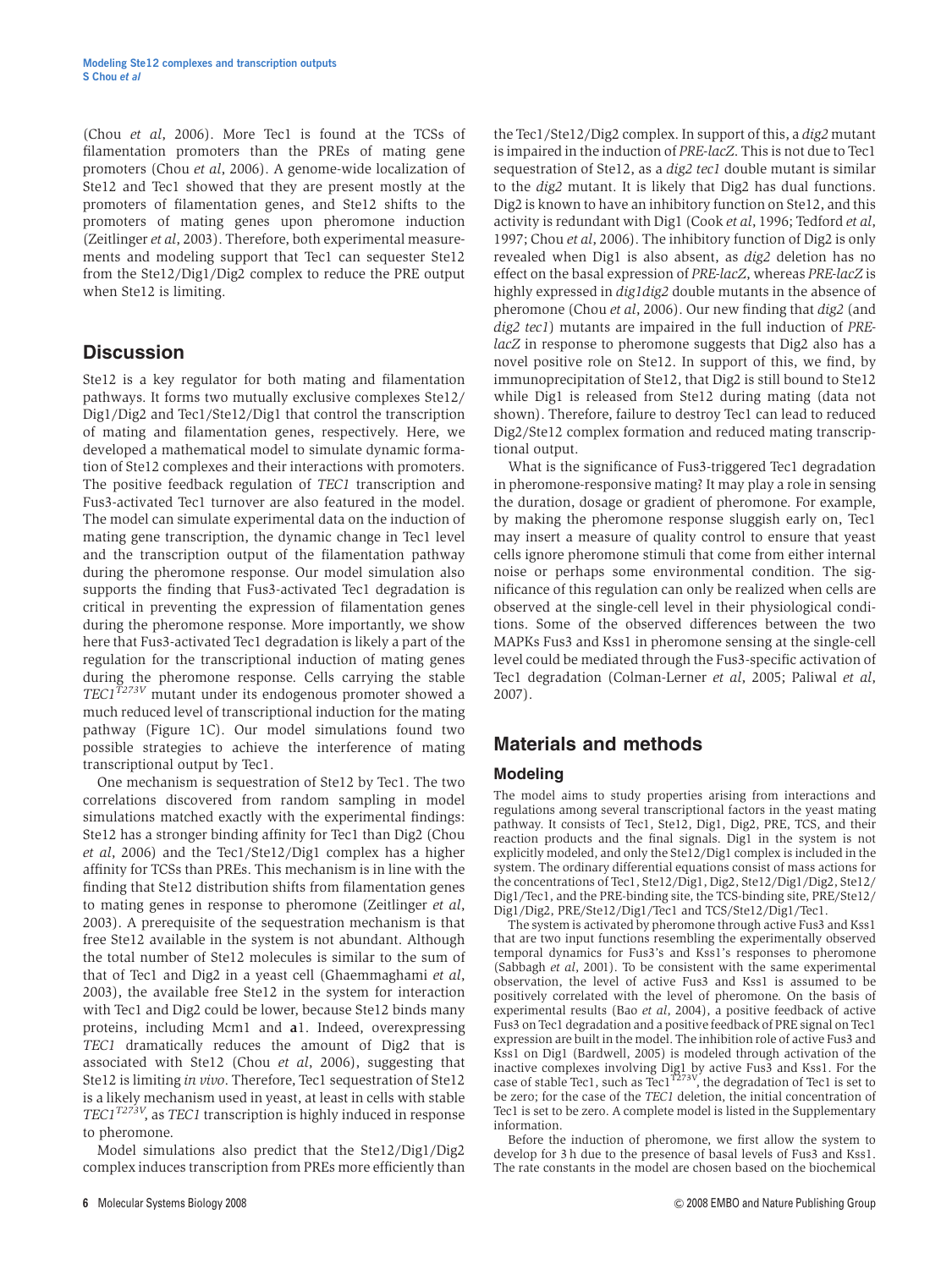(Chou *et al*, 2006). More Tec1 is found at the TCSs of filamentation promoters than the PREs of mating gene promoters (Chou *et al*, 2006). A genome-wide localization of Ste12 and Tec1 showed that they are present mostly at the promoters of filamentation genes, and Ste12 shifts to the promoters of mating genes upon pheromone induction (Zeitlinger *et al*, 2003). Therefore, both experimental measurements and modeling support that Tec1 can sequester Ste12 from the Ste12/Dig1/Dig2 complex to reduce the PRE output when Ste12 is limiting.

## Discussion

Ste12 is a key regulator for both mating and filamentation pathways. It forms two mutually exclusive complexes Ste12/Dig1/Dig2 and Tec1/Ste12/Dig1 that control the transcription of mating and filamentation genes, respectively. Here, we developed a mathematical model to simulate dynamic formation of Ste12 complexes and their interactions with promoters. The positive feedback regulation of *TEC1* transcription and Fus3-activated Tec1 turnover are also featured in the model. The model can simulate experimental data on the induction of mating gene transcription, the dynamic change in Tec1 level and the transcription output of the filamentation pathway during the pheromone response. Our model simulation also supports the finding that Fus3-activated Tec1 degradation is critical in preventing the expression of filamentation genes during the pheromone response. More importantly, we show here that Fus3-activated Tec1 degradation is likely a part of the regulation for the transcriptional induction of mating genes during the pheromone response. Cells carrying the stable $TEC1^{T273V}$ mutant under its endogenous promoter showed a much reduced level of transcriptional induction for the mating pathway (Figure 1C). Our model simulations found two possible strategies to achieve the interference of mating transcriptional output by Tec1.

One mechanism is sequestration of Ste12 by Tec1. The two correlations discovered from random sampling in model simulations matched exactly with the experimental findings: Ste12 has a stronger binding affinity for Tec1 than Dig2 (Chou *et al*, 2006) and the Tec1/Ste12/Dig1 complex has a higher affinity for TCSs than PREs. This mechanism is in line with the finding that Ste12 distribution shifts from filamentation genes to mating genes in response to pheromone (Zeitlinger *et al*, 2003). A prerequisite of the sequestration mechanism is that free Ste12 available in the system is not abundant. Although the total number of Ste12 molecules is similar to the sum of that of Tec1 and Dig2 in a yeast cell (Ghaemmaghami *et al*, 2003), the available free Ste12 in the system for interaction with Tec1 and Dig2 could be lower, because Ste12 binds many proteins, including Mcm1 and **a**1. Indeed, overexpressing *TEC1* dramatically reduces the amount of Dig2 that is associated with Ste12 (Chou *et al*, 2006), suggesting that Ste12 is limiting *in vivo*. Therefore, Tec1 sequestration of Ste12 is a likely mechanism used in yeast, at least in cells with stable $TEC1^{T273V}$, as *TEC1* transcription is highly induced in response to pheromone.

Model simulations also predict that the Ste12/Dig1/Dig2 complex induces transcription from PREs more efficiently than the Tec1/Ste12/Dig2 complex. In support of this, a *dig2* mutant is impaired in the induction of *PRE-lacZ*. This is not due to Tec1 sequestration of Ste12, as a *dig2 tec1* double mutant is similar to the *dig2* mutant. It is likely that Dig2 has dual functions. Dig2 is known to have an inhibitory function on Ste12, and this activity is redundant with Dig1 (Cook *et al*, 1996; Tedford *et al*, 1997; Chou *et al*, 2006). The inhibitory function of Dig2 is only revealed when Dig1 is also absent, as *dig2* deletion has no effect on the basal expression of *PRE-lacZ*, whereas *PRE-lacZ* is highly expressed in *dig1dig2* double mutants in the absence of pheromone (Chou *et al*, 2006). Our new finding that *dig2* (and *dig2 tec1*) mutants are impaired in the full induction of *PRE-lacZ* in response to pheromone suggests that Dig2 also has a novel positive role on Ste12. In support of this, we find, by immunoprecipitation of Ste12, that Dig2 is still bound to Ste12 while Dig1 is released from Ste12 during mating (data not shown). Therefore, failure to destroy Tec1 can lead to reduced Dig2/Ste12 complex formation and reduced mating transcriptional output.

What is the significance of Fus3-triggered Tec1 degradation in pheromone-responsive mating? It may play a role in sensing the duration, dosage or gradient of pheromone. For example, by making the pheromone response sluggish early on, Tec1 may insert a measure of quality control to ensure that yeast cells ignore pheromone stimuli that come from either internal noise or perhaps some environmental condition. The significance of this regulation can only be realized when cells are observed at the single-cell level in their physiological conditions. Some of the observed differences between the two MAPKs Fus3 and Kss1 in pheromone sensing at the single-cell level could be mediated through the Fus3-specific activation of Tec1 degradation (Colman-Lerner *et al*, 2005; Paliwal *et al*, 2007).

## Materials and methods

### Modeling

The model aims to study properties arising from interactions and regulations among several transcriptional factors in the yeast mating pathway. It consists of Tec1, Ste12, Dig1, Dig2, PRE, TCS, and their reaction products and the final signals. Dig1 in the system is not explicitly modeled, and only the Ste12/Dig1 complex is included in the system. The ordinary differential equations consist of mass actions for the concentrations of Tec1, Ste12/Dig1, Dig2, Ste12/Dig1/Dig2, Ste12/Dig1/Tec1, and the PRE-binding site, the TCS-binding site, PRE/Ste12/Dig1/Dig2, PRE/Ste12/Dig1/Tec1 and TCS/Ste12/Dig1/Tec1.

The system is activated by pheromone through active Fus3 and Kss1 that are two input functions resembling the experimentally observed temporal dynamics for Fus3's and Kss1's responses to pheromone (Sabbagh *et al*, 2001). To be consistent with the same experimental observation, the level of active Fus3 and Kss1 is assumed to be positively correlated with the level of pheromone. On the basis of experimental results (Bao *et al*, 2004), a positive feedback of active Fus3 on Tec1 degradation and a positive feedback of PRE signal on Tec1 expression are built in the model. The inhibition role of active Fus3 and Kss1 on Dig1 (Bardwell, 2005) is modeled through activation of the inactive complexes involving Dig1 by active Fus3 and Kss1. For the case of stable Tec1, such as $Tec1^{T273V}$, the degradation of Tec1 is set to be zero; for the case of the *TEC1* deletion, the initial concentration of Tec1 is set to be zero. A complete model is listed in the Supplementary information.

Before the induction of pheromone, we first allow the system to develop for 3 h due to the presence of basal levels of Fus3 and Kss1. The rate constants in the model are chosen based on the biochemical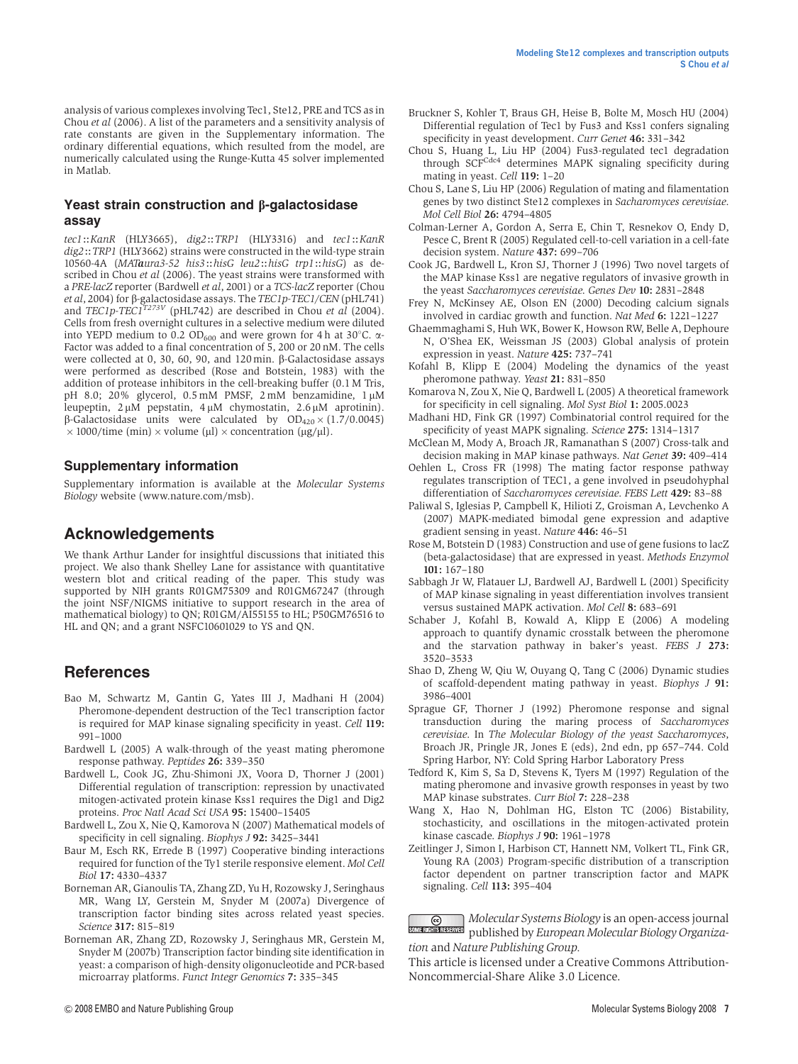analysis of various complexes involving Tec1, Ste12, PRE and TCS as in Chou *et al* (2006). A list of the parameters and a sensitivity analysis of rate constants are given in the Supplementary information. The ordinary differential equations, which resulted from the model, are numerically calculated using the Runge-Kutta 45 solver implemented in Matlab.

## Yeast strain construction and β-galactosidase assay

*tec1*::*KanR* (HLY3665), *dig2*::*TRP1* (HLY3316) and *tec1*::*KanR dig2*::*TRP1* (HLY3662) strains were constructed in the wild-type strain 10560-4A (*MAT***a** *ura3-52 his3*::*hisG leu2*::*hisG trp1*::*hisG*) as described in Chou *et al* (2006). The yeast strains were transformed with a *PRE-lacZ* reporter (Bardwell *et al*, 2001) or a *TCS-lacZ* reporter (Chou *et al*, 2004) for β-galactosidase assays. The *TEC1p-TEC1/CEN* (pHL741) and *TEC1p-TEC1*$^{T273V}$ (pHL742) are described in Chou *et al* (2004). Cells from fresh overnight cultures in a selective medium were diluted into YEPD medium to 0.2 $OD_{600}$ and were grown for 4 h at 30°C. α-Factor was added to a final concentration of 5, 200 or 20 nM. The cells were collected at 0, 30, 60, 90, and 120 min. β-Galactosidase assays were performed as described (Rose and Botstein, 1983) with the addition of protease inhibitors in the cell-breaking buffer (0.1 M Tris, pH 8.0; 20% glycerol, 0.5 mM PMSF, 2 mM benzamidine, 1 μM leupeptin, 2 μM pepstatin, 4 μM chymostatin, 2.6 μM aprotinin). β-Galactosidase units were calculated by $OD_{420} \times (1.7/0.0045) \times 1000/\text{time (min)} \times \text{volume (μl)} \times \text{concentration (μg/μl)}$.

## Supplementary information

Supplementary information is available at the *Molecular Systems Biology* website (www.nature.com/msb).

# Acknowledgements

We thank Arthur Lander for insightful discussions that initiated this project. We also thank Shelley Lane for assistance with quantitative western blot and critical reading of the paper. This study was supported by NIH grants R01GM75309 and R01GM67247 (through the joint NSF/NIGMS initiative to support research in the area of mathematical biology) to QN; R01GM/AI55155 to HL; P50GM76516 to HL and QN; and a grant NSFC10601029 to YS and QN.

# References

Bao M, Schwartz M, Gantin G, Yates III J, Madhani H (2004) Pheromone-dependent destruction of the Tec1 transcription factor is required for MAP kinase signaling specificity in yeast. *Cell* **119:** 991–1000

Bardwell L (2005) A walk-through of the yeast mating pheromone response pathway. *Peptides* **26:** 339–350

Bardwell L, Cook JG, Zhu-Shimoni JX, Voora D, Thorner J (2001) Differential regulation of transcription: repression by unactivated mitogen-activated protein kinase Kss1 requires the Dig1 and Dig2 proteins. *Proc Natl Acad Sci USA* **95:** 15400–15405

Bardwell L, Zou X, Nie Q, Kamorova N (2007) Mathematical models of specificity in cell signaling. *Biophys J* **92:** 3425–3441

Baur M, Esch RK, Errede B (1997) Cooperative binding interactions required for function of the Ty1 sterile responsive element. *Mol Cell Biol* **17:** 4330–4337

Borneman AR, Gianoulis TA, Zhang ZD, Yu H, Rozowsky J, Seringhaus MR, Wang LY, Gerstein M, Snyder M (2007a) Divergence of transcription factor binding sites across related yeast species. *Science* **317:** 815–819

Borneman AR, Zhang ZD, Rozowsky J, Seringhaus MR, Gerstein M, Snyder M (2007b) Transcription factor binding site identification in yeast: a comparison of high-density oligonucleotide and PCR-based microarray platforms. *Funct Integr Genomics* **7:** 335–345

Bruckner S, Kohler T, Braus GH, Heise B, Bolte M, Mosch HU (2004) Differential regulation of Tec1 by Fus3 and Kss1 confers signaling specificity in yeast development. *Curr Genet* **46:** 331–342

Chou S, Huang L, Liu HP (2004) Fus3-regulated tec1 degradation through SCF$^{Cdc4}$ determines MAPK signaling specificity during mating in yeast. *Cell* **119:** 1–20

Chou S, Lane S, Liu HP (2006) Regulation of mating and filamentation genes by two distinct Ste12 complexes in *Sacharomyces cerevisiae*. *Mol Cell Biol* **26:** 4794–4805

Colman-Lerner A, Gordon A, Serra E, Chin T, Resnekov O, Endy D, Pesce C, Brent R (2005) Regulated cell-to-cell variation in a cell-fate decision system. *Nature* **437:** 699–706

Cook JG, Bardwell L, Kron SJ, Thorner J (1996) Two novel targets of the MAP kinase Kss1 are negative regulators of invasive growth in the yeast *Saccharomyces cerevisiae*. *Genes Dev* **10:** 2831–2848

Frey N, McKinsey AE, Olson EN (2000) Decoding calcium signals involved in cardiac growth and function. *Nat Med* **6:** 1221–1227

Ghaemmaghami S, Huh WK, Bower K, Howson RW, Belle A, Dephoure N, O'Shea EK, Weissman JS (2003) Global analysis of protein expression in yeast. *Nature* **425:** 737–741

Kofahl B, Klipp E (2004) Modeling the dynamics of the yeast pheromone pathway. *Yeast* **21:** 831–850

Komarova N, Zou X, Nie Q, Bardwell L (2005) A theoretical framework for specificity in cell signaling. *Mol Syst Biol* **1:** 2005.0023

Madhani HD, Fink GR (1997) Combinatorial control required for the specificity of yeast MAPK signaling. *Science* **275:** 1314–1317

McClean M, Mody A, Broach JR, Ramanathan S (2007) Cross-talk and decision making in MAP kinase pathways. *Nat Genet* **39:** 409–414

Oehlen L, Cross FR (1998) The mating factor response pathway regulates transcription of TEC1, a gene involved in pseudohyphal differentiation of *Saccharomyces cerevisiae*. *FEBS Lett* **429:** 83–88

Paliwal S, Iglesias P, Campbell K, Hilioti Z, Groisman A, Levchenko A (2007) MAPK-mediated bimodal gene expression and adaptive gradient sensing in yeast. *Nature* **446:** 46–51

Rose M, Botstein D (1983) Construction and use of gene fusions to lacZ (beta-galactosidase) that are expressed in yeast. *Methods Enzymol* **101:** 167–180

Sabbagh Jr W, Flatauer LJ, Bardwell AJ, Bardwell L (2001) Specificity of MAP kinase signaling in yeast differentiation involves transient versus sustained MAPK activation. *Mol Cell* **8:** 683–691

Schaber J, Kofahl B, Kowald A, Klipp E (2006) A modeling approach to quantify dynamic crosstalk between the pheromone and the starvation pathway in baker's yeast. *FEBS J* **273:** 3520–3533

Shao D, Zheng W, Qiu W, Ouyang Q, Tang C (2006) Dynamic studies of scaffold-dependent mating pathway in yeast. *Biophys J* **91:** 3986–4001

Sprague GF, Thorner J (1992) Pheromone response and signal transduction during the maring process of *Saccharomyces cerevisiae*. In *The Molecular Biology of the yeast Saccharomyces*, Broach JR, Pringle JR, Jones E (eds), 2nd edn, pp 657–744. Cold Spring Harbor, NY: Cold Spring Harbor Laboratory Press

Tedford K, Kim S, Sa D, Stevens K, Tyers M (1997) Regulation of the mating pheromone and invasive growth responses in yeast by two MAP kinase substrates. *Curr Biol* **7:** 228–238

Wang X, Hao N, Dohlman HG, Elston TC (2006) Bistability, stochasticity, and oscillations in the mitogen-activated protein kinase cascade. *Biophys J* **90:** 1961–1978

Zeitlinger J, Simon I, Harbison CT, Hannett NM, Volkert TL, Fink GR, Young RA (2003) Program-specific distribution of a transcription factor dependent on partner transcription factor and MAPK signaling. *Cell* **113:** 395–404

*Molecular Systems Biology* is an open-access journal published by *European Molecular Biology Organization* and *Nature Publishing Group*.

This article is licensed under a Creative Commons Attribution-Noncommercial-Share Alike 3.0 Licence.